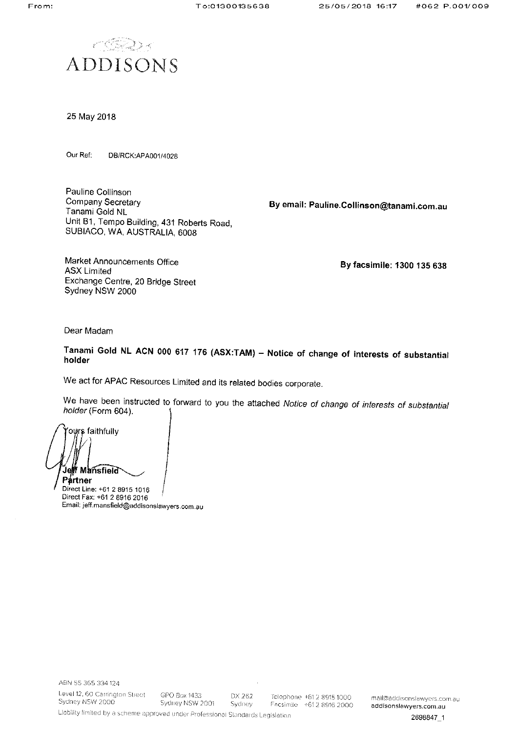# ADDISONS

25 May 2018

Our Ref: DB/RCK:APA001/4028

Pauline Collinson
Company Secretary
Tanami Gold NL
Unit B1, Tempo Building, 431 Roberts Road,
SUBIACO, WA, AUSTRALIA, 6008

**By email: Pauline.Collinson@tanami.com.au**

Market Announcements Office
ASX Limited
Exchange Centre, 20 Bridge Street
Sydney NSW 2000

**By facsimile: 1300 135 638**

Dear Madam

**Tanami Gold NL ACN 000 617 176 (ASX:TAM) – Notice of change of interests of substantial holder**

We act for APAC Resources Limited and its related bodies corporate.

We have been instructed to forward to you the attached *Notice of change of interests of substantial holder* (Form 604).

Yours faithfully

**Jeff Mansfield**
**Partner**
Direct Line: +61 2 8915 1016
Direct Fax: +61 2 8916 2016
Email: jeff.mansfield@addisonslawyers.com.au

ABN 55 365 334 124

Level 12, 60 Carrington Street Sydney NSW 2000 | GPO Box 1433 Sydney NSW 2001 | DX 262 Sydney | Telephone +61 2 8915 1000 Facsimile +61 2 8916 2000 | mail@addisonslawyers.com.au addisonslawyers.com.au

Liability limited by a scheme approved under Professional Standards Legislation

2698847_1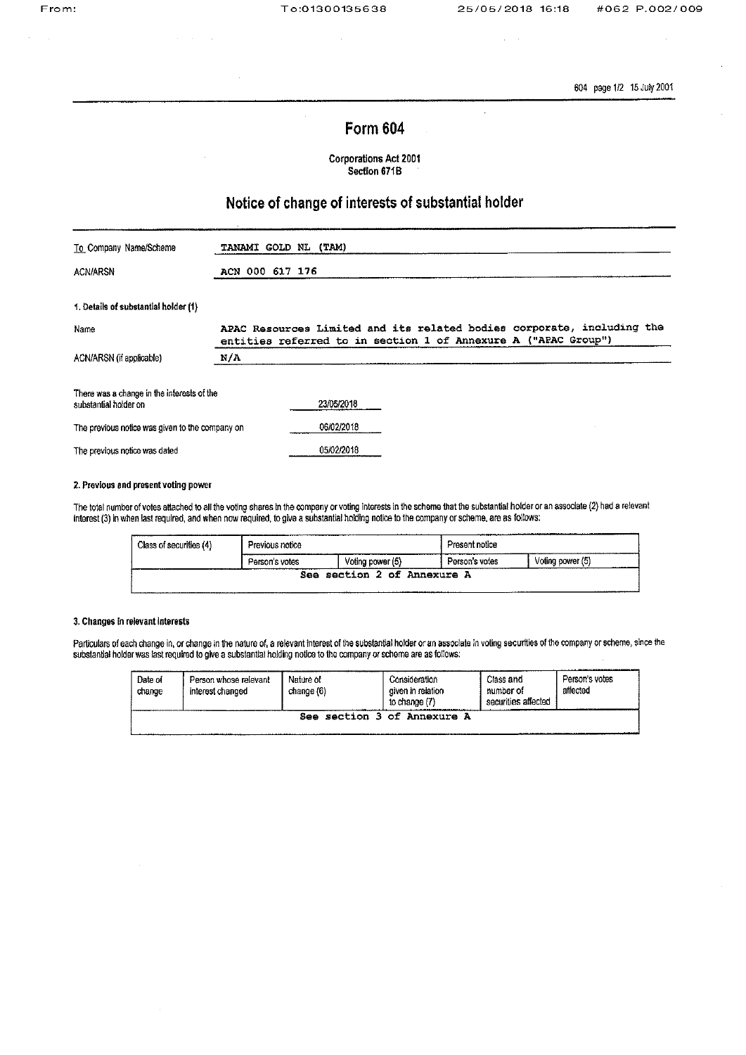# Form 604

**Corporations Act 2001**
**Section 671B**

## Notice of change of interests of substantial holder

| | |
|---|---|
| To Company Name/Scheme | TANAMI GOLD NL (TAM) |
| ACN/ARSN | ACN 000 617 176 |

**1. Details of substantial holder (1)**

| | |
|---|---|
| Name | APAC Resources Limited and its related bodies corporate, including the entities referred to in section 1 of Annexure A ("APAC Group") |
| ACN/ARSN (if applicable) | N/A |

| | |
|---|---|
| There was a change in the interests of the substantial holder on | 23/05/2018 |
| The previous notice was given to the company on | 06/02/2018 |
| The previous notice was dated | 05/02/2018 |

**2. Previous and present voting power**

The total number of votes attached to all the voting shares in the company or voting interests in the scheme that the substantial holder or an associate (2) had a relevant interest (3) in when last required, and when now required, to give a substantial holding notice to the company or scheme, are as follows:

| Class of securities (4) | Previous notice | | Present notice | |
|---|---|---|---|---|
| | Person's votes | Voting power (5) | Person's votes | Voting power (5) |
| See section 2 of Annexure A | | | | |

**3. Changes in relevant interests**

Particulars of each change in, or change in the nature of, a relevant interest of the substantial holder or an associate in voting securities of the company or scheme, since the substantial holder was last required to give a substantial holding notice to the company or scheme are as follows:

| Date of change | Person whose relevant interest changed | Nature of change (6) | Consideration given in relation to change (7) | Class and number of securities affected | Person's votes affected |
|---|---|---|---|---|---|
| See section 3 of Annexure A | | | | | |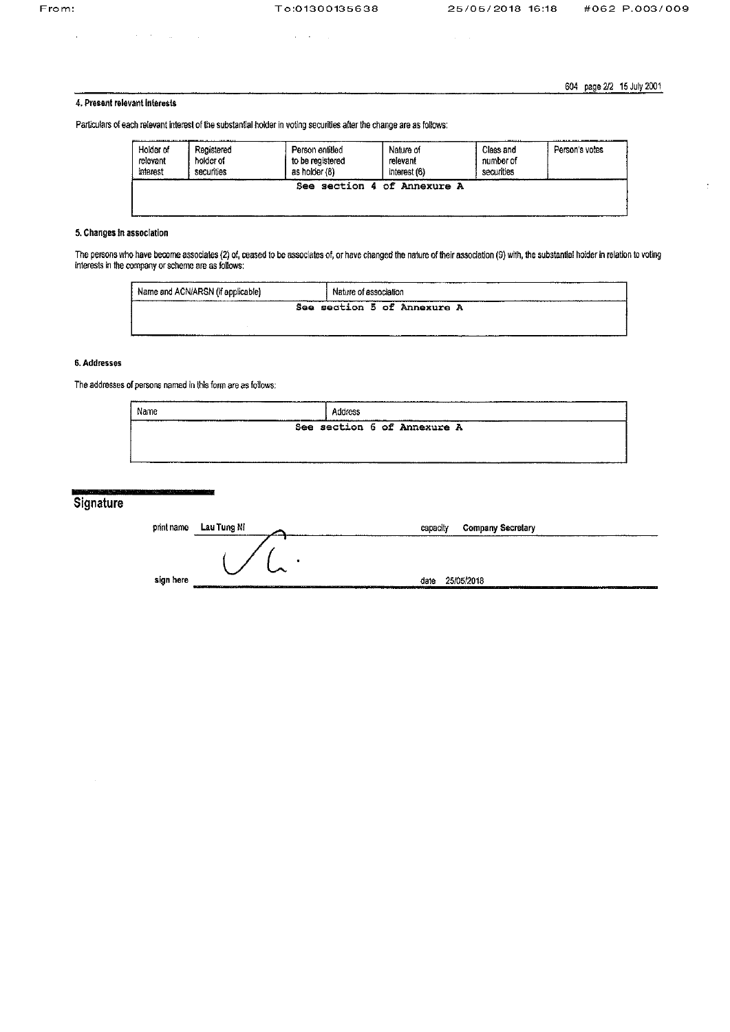604 page 2/2 15 July 2001

#### 4. Present relevant interests

Particulars of each relevant interest of the substantial holder in voting securities after the change are as follows:

| Holder of relevant interest | Registered holder of securities | Person entitled to be registered as holder (8) | Nature of relevant interest (6) | Class and number of securities | Person's votes |
|---|---|---|---|---|---|
| See section 4 of Annexure A | | | | | |

#### 5. Changes in association

The persons who have become associates (2) of, ceased to be associates of, or have changed the nature of their association (9) with, the substantial holder in relation to voting interests in the company or scheme are as follows:

| Name and ACN/ARSN (if applicable) | Nature of association |
|---|---|
| See section 5 of Annexure A | |

#### 6. Addresses

The addresses of persons named in this form are as follows:

| Name | Address |
|---|---|
| See section 6 of Annexure A | |

## Signature

print name Lau Tung Ni capacity Company Secretary

sign here date 25/05/2018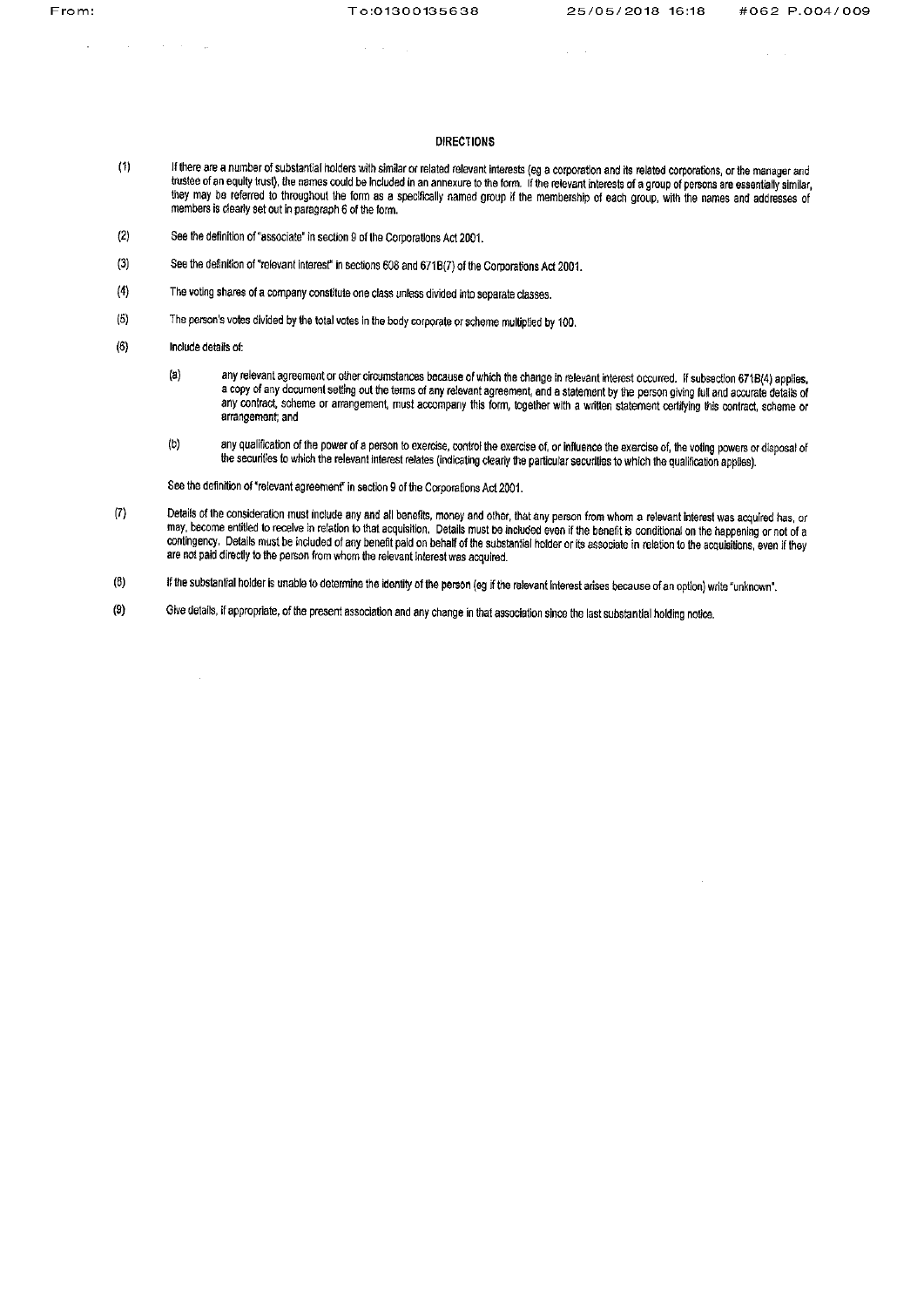## DIRECTIONS

(1) If there are a number of substantial holders with similar or related relevant interests (eg a corporation and its related corporations, or the manager and trustee of an equity trust), the names could be included in an annexure to the form. If the relevant interests of a group of persons are essentially similar, they may be referred to throughout the form as a specifically named group if the membership of each group, with the names and addresses of members is clearly set out in paragraph 6 of the form.

(2) See the definition of "associate" in section 9 of the Corporations Act 2001.

(3) See the definition of "relevant interest" in sections 608 and 671B(7) of the Corporations Act 2001.

(4) The voting shares of a company constitute one class unless divided into separate classes.

(5) The person's votes divided by the total votes in the body corporate or scheme multiplied by 100.

(6) Include details of:

(a) any relevant agreement or other circumstances because of which the change in relevant interest occurred. If subsection 671B(4) applies, a copy of any document setting out the terms of any relevant agreement, and a statement by the person giving full and accurate details of any contract, scheme or arrangement, must accompany this form, together with a written statement certifying this contract, scheme or arrangement; and

(b) any qualification of the power of a person to exercise, control the exercise of, or influence the exercise of, the voting powers or disposal of the securities to which the relevant interest relates (indicating clearly the particular securities to which the qualification applies).

See the definition of "relevant agreement" in section 9 of the Corporations Act 2001.

(7) Details of the consideration must include any and all benefits, money and other, that any person from whom a relevant interest was acquired has, or may, become entitled to receive in relation to that acquisition. Details must be included even if the benefit is conditional on the happening or not of a contingency. Details must be included of any benefit paid on behalf of the substantial holder or its associate in relation to the acquisitions, even if they are not paid directly to the person from whom the relevant interest was acquired.

(8) If the substantial holder is unable to determine the identity of the person (eg if the relevant interest arises because of an option) write "unknown".

(9) Give details, if appropriate, of the present association and any change in that association since the last substantial holding notice.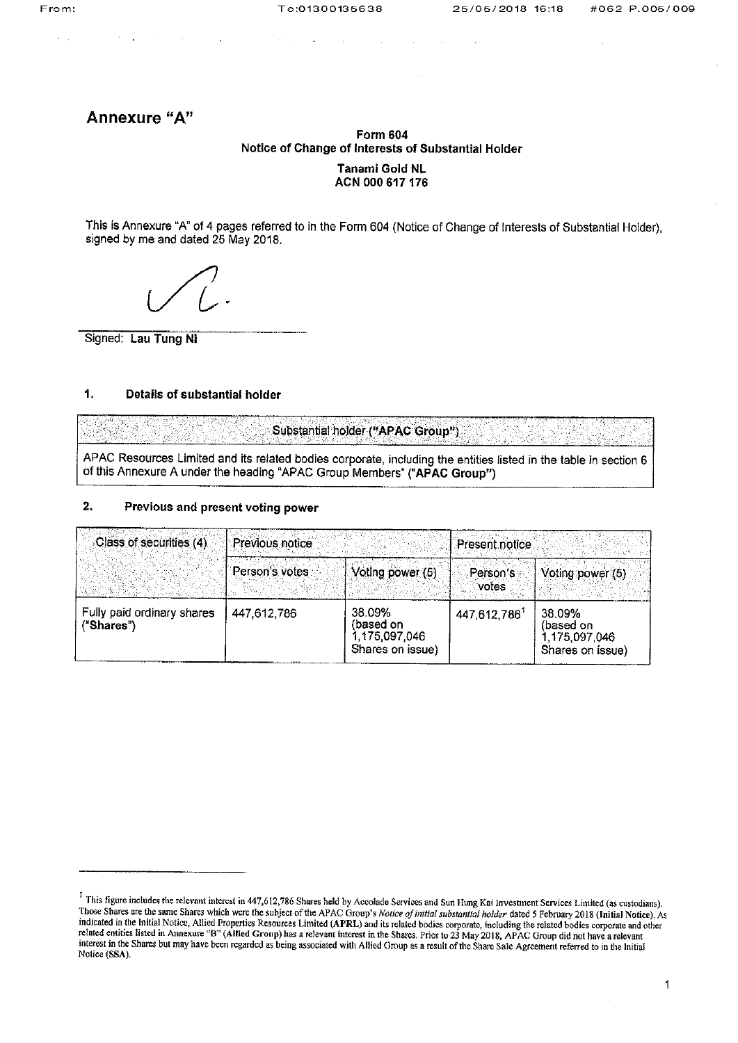# Annexure "A"

**Form 604**
**Notice of Change of Interests of Substantial Holder**

**Tanami Gold NL**
**ACN 000 617 176**

This is Annexure "A" of 4 pages referred to in the Form 604 (Notice of Change of Interests of Substantial Holder), signed by me and dated 25 May 2018.

Signed: **Lau Tung Ni**

## 1. Details of substantial holder

| Substantial holder ("APAC Group") |
|---|
| APAC Resources Limited and its related bodies corporate, including the entities listed in the table in section 6 of this Annexure A under the heading "APAC Group Members" (**"APAC Group"**) |

## 2. Previous and present voting power

| Class of securities (4) | Previous notice | | Present notice | |
|---|---|---|---|---|
| | Person's votes | Voting power (5) | Person's votes | Voting power (5) |
| Fully paid ordinary shares ("Shares") | 447,612,786 | 38.09% (based on 1,175,097,046 Shares on issue) | 447,612,786[1] | 38.09% (based on 1,175,097,046 Shares on issue) |

[1] This figure includes the relevant interest in 447,612,786 Shares held by Accolade Services and Sun Hung Kai Investment Services Limited (as custodians). Those Shares are the same Shares which were the subject of the APAC Group's *Notice of initial substantial holder* dated 5 February 2018 (**Initial Notice**). As indicated in the Initial Notice, Allied Properties Resources Limited (**APRL**) and its related bodies corporate, including the related bodies corporate and other related entities listed in Annexure "B" (**Allied Group**) has a relevant interest in the Shares. Prior to 23 May 2018, APAC Group did not have a relevant interest in the Shares but may have been regarded as being associated with Allied Group as a result of the Share Sale Agreement referred to in the Initial Notice (**SSA**).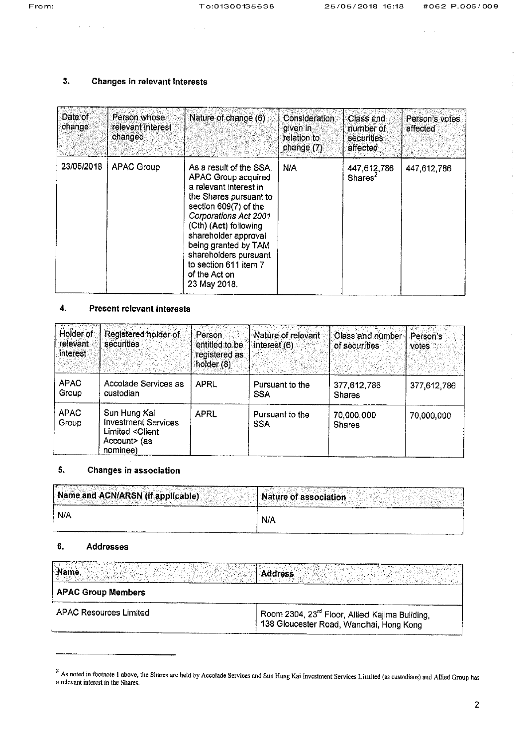## 3. Changes in relevant interests

| Date of change | Person whose relevant interest changed | Nature of change (6) | Consideration given in relation to change (7) | Class and number of securities affected | Person's votes affected |
|---|---|---|---|---|---|
| 23/05/2018 | APAC Group | As a result of the SSA, APAC Group acquired a relevant interest in the Shares pursuant to section 609(7) of the *Corporations Act 2001* (Cth) (**Act**) following shareholder approval being granted by TAM shareholders pursuant to section 611 item 7 of the Act on 23 May 2018. | N/A | 447,612,786 Shares[2] | 447,612,786 |

## 4. Present relevant interests

| Holder of relevant interest | Registered holder of securities | Person entitled to be registered as holder (8) | Nature of relevant interest (6) | Class and number of securities | Person's votes |
|---|---|---|---|---|---|
| APAC Group | Accolade Services as custodian | APRL | Pursuant to the SSA | 377,612,786 Shares | 377,612,786 |
| APAC Group | Sun Hung Kai Investment Services Limited <Client Account> (as nominee) | APRL | Pursuant to the SSA | 70,000,000 Shares | 70,000,000 |

## 5. Changes in association

| Name and ACN/ARSN (if applicable) | Nature of association |
|---|---|
| N/A | N/A |

## 6. Addresses

| Name | Address |
|---|---|
| **APAC Group Members** | |
| APAC Resources Limited | Room 2304, 23rd Floor, Allied Kajima Building, 138 Gloucester Road, Wanchai, Hong Kong |

---

[2] As noted in footnote 1 above, the Shares are held by Accolade Services and Sun Hung Kai Investment Services Limited (as custodians) and Allied Group has a relevant interest in the Shares.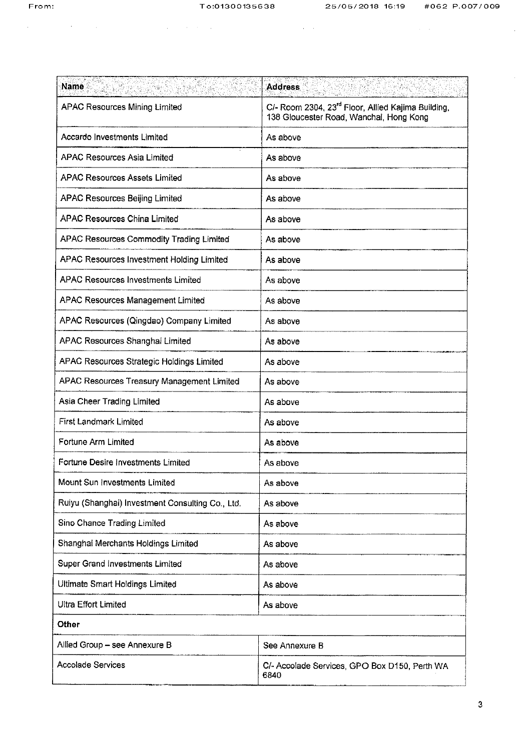| Name | Address |
|---|---|
| APAC Resources Mining Limited | C/- Room 2304, 23rd Floor, Allied Kajima Building, 138 Gloucester Road, Wanchai, Hong Kong |
| Accardo Investments Limited | As above |
| APAC Resources Asia Limited | As above |
| APAC Resources Assets Limited | As above |
| APAC Resources Beijing Limited | As above |
| APAC Resources China Limited | As above |
| APAC Resources Commodity Trading Limited | As above |
| APAC Resources Investment Holding Limited | As above |
| APAC Resources Investments Limited | As above |
| APAC Resources Management Limited | As above |
| APAC Resources (Qingdao) Company Limited | As above |
| APAC Resources Shanghai Limited | As above |
| APAC Resources Strategic Holdings Limited | As above |
| APAC Resources Treasury Management Limited | As above |
| Asia Cheer Trading Limited | As above |
| First Landmark Limited | As above |
| Fortune Arm Limited | As above |
| Fortune Desire Investments Limited | As above |
| Mount Sun Investments Limited | As above |
| Ruiyu (Shanghai) Investment Consulting Co., Ltd. | As above |
| Sino Chance Trading Limited | As above |
| Shanghai Merchants Holdings Limited | As above |
| Super Grand Investments Limited | As above |
| Ultimate Smart Holdings Limited | As above |
| Ultra Effort Limited | As above |
| **Other** | |
| Allied Group – see Annexure B | See Annexure B |
| Accolade Services | C/- Accolade Services, GPO Box D150, Perth WA 6840 |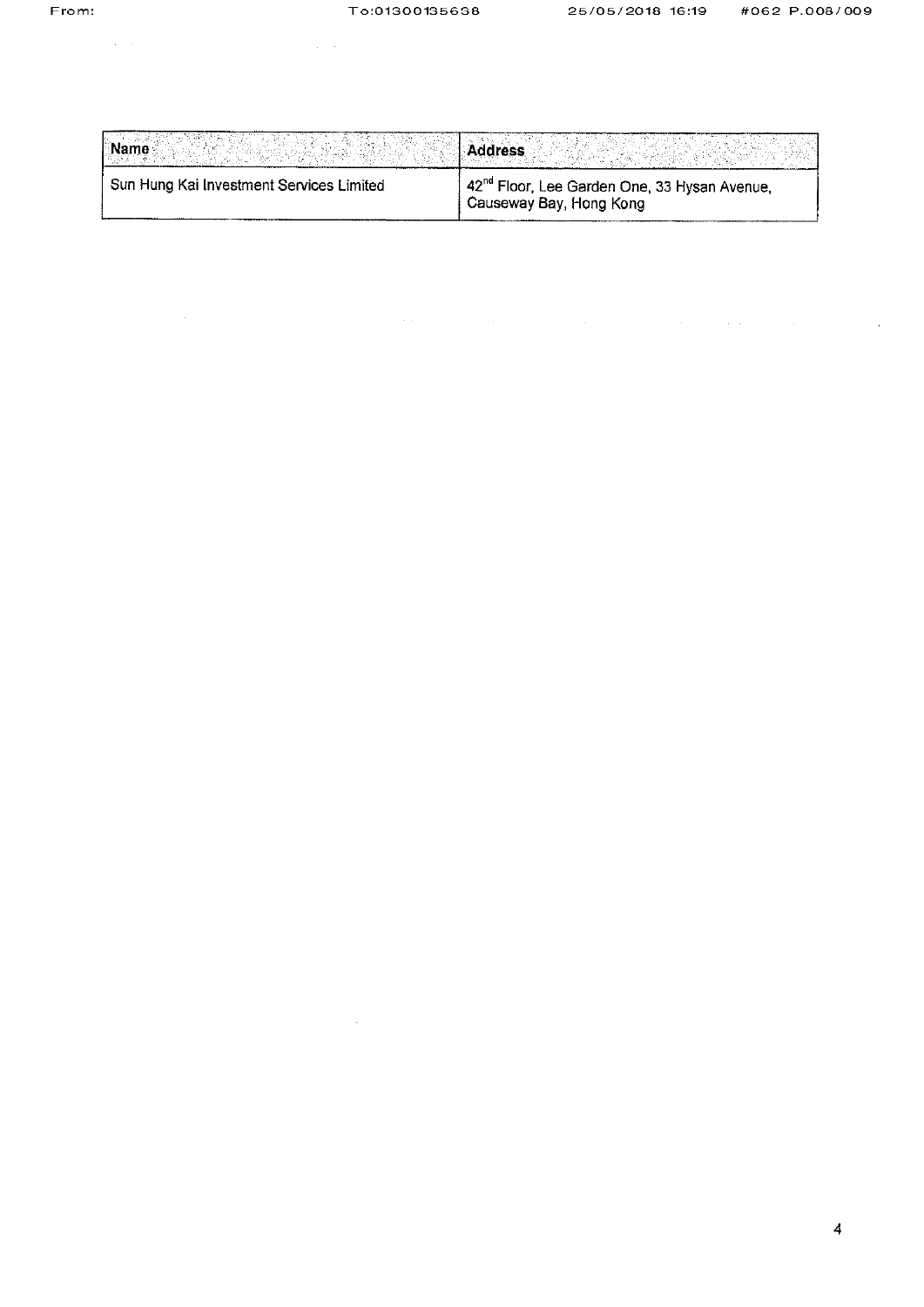| Name | Address |
|---|---|
| Sun Hung Kai Investment Services Limited | 42nd Floor, Lee Garden One, 33 Hysan Avenue, Causeway Bay, Hong Kong |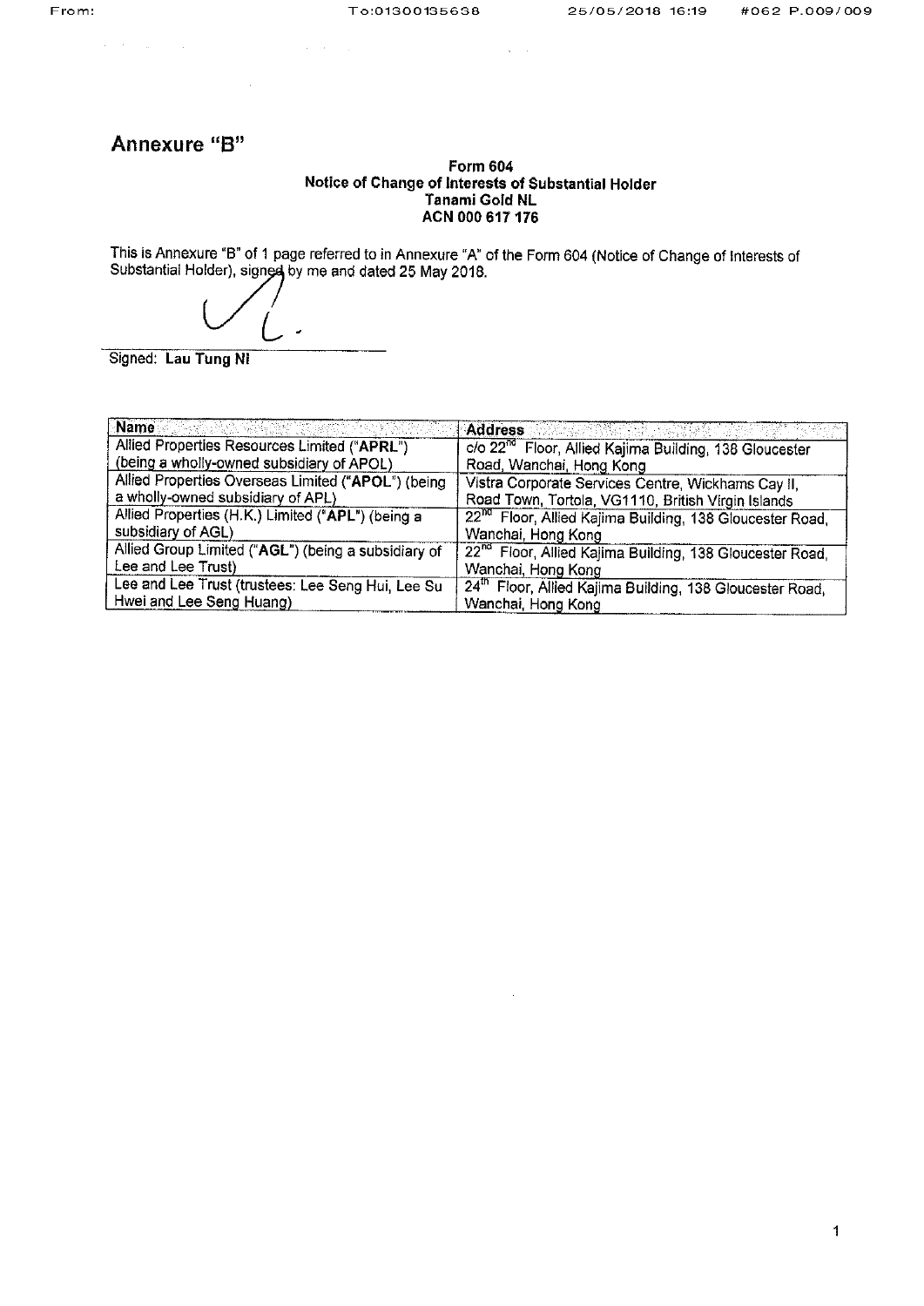# Annexure "B"

**Form 604**
**Notice of Change of Interests of Substantial Holder**
**Tanami Gold NL**
**ACN 000 617 176**

This is Annexure "B" of 1 page referred to in Annexure "A" of the Form 604 (Notice of Change of Interests of Substantial Holder), signed by me and dated 25 May 2018.

Signed: **Lau Tung Ni**

| Name | Address |
|---|---|
| Allied Properties Resources Limited ("**APRL**") (being a wholly-owned subsidiary of APOL) | c/o 22nd Floor, Allied Kajima Building, 138 Gloucester Road, Wanchai, Hong Kong |
| Allied Properties Overseas Limited ("**APOL**") (being a wholly-owned subsidiary of APL) | Vistra Corporate Services Centre, Wickhams Cay II, Road Town, Tortola, VG1110, British Virgin Islands |
| Allied Properties (H.K.) Limited ("**APL**") (being a subsidiary of AGL) | 22nd Floor, Allied Kajima Building, 138 Gloucester Road, Wanchai, Hong Kong |
| Allied Group Limited ("**AGL**") (being a subsidiary of Lee and Lee Trust) | 22nd Floor, Allied Kajima Building, 138 Gloucester Road, Wanchai, Hong Kong |
| Lee and Lee Trust (trustees: Lee Seng Hui, Lee Su Hwei and Lee Seng Huang) | 24th Floor, Allied Kajima Building, 138 Gloucester Road, Wanchai, Hong Kong |